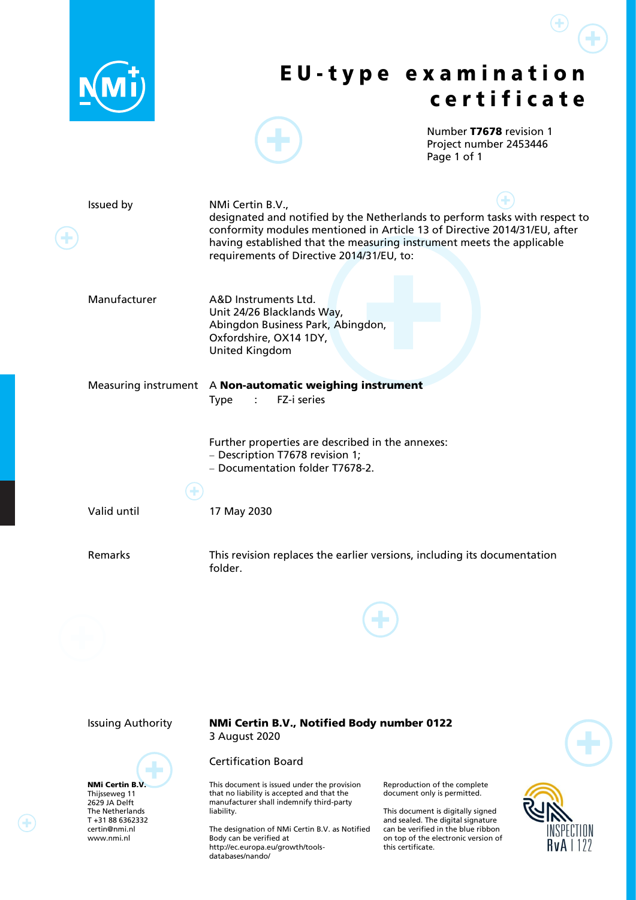# EU-type examination certificate

Number **T7678** revision 1
Project number 2453446

| | |
|---|---|
| Issued by | NMi Certin B.V., designated and notified by the Netherlands to perform tasks with respect to conformity modules mentioned in Article 13 of Directive 2014/31/EU, after having established that the measuring instrument meets the applicable requirements of Directive 2014/31/EU, to: |
| Manufacturer | A&D Instruments Ltd.<br>Unit 24/26 Blacklands Way,<br>Abingdon Business Park, Abingdon,<br>Oxfordshire, OX14 1DY,<br>United Kingdom |
| Measuring instrument | A **Non-automatic weighing instrument**<br>Type : FZ-i series<br><br>Further properties are described in the annexes:<br>– Description T7678 revision 1;<br>– Documentation folder T7678-2. |
| Valid until | 17 May 2030 |
| Remarks | This revision replaces the earlier versions, including its documentation folder. |

Issuing Authority

**NMi Certin B.V., Notified Body number 0122**
3 August 2020

Certification Board

**NMi Certin B.V.**
Thijsseweg 11
2629 JA Delft
The Netherlands
T +31 88 6362332
certin@nmi.nl
www.nmi.nl

This document is issued under the provision that no liability is accepted and that the manufacturer shall indemnify third-party liability.

The designation of NMi Certin B.V. as Notified Body can be verified at http://ec.europa.eu/growth/tools-databases/nando/

Reproduction of the complete document only is permitted.

This document is digitally signed and sealed. The digital signature can be verified in the blue ribbon on top of the electronic version of this certificate.

INSPECTION RvA I 122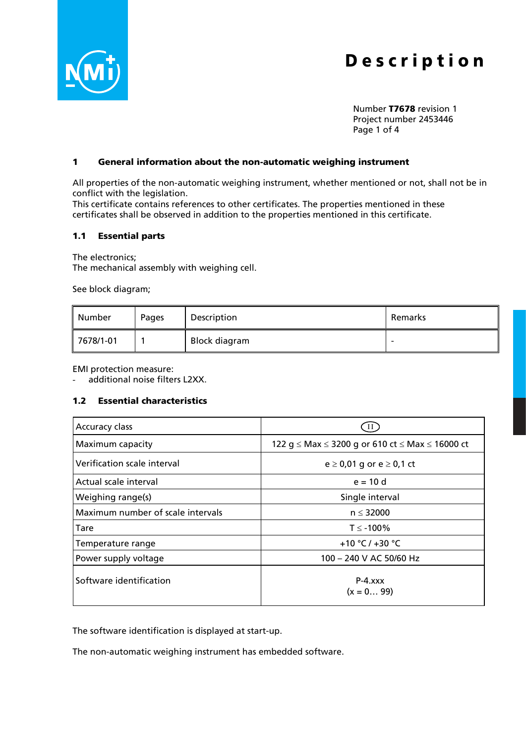# Description

Number **T7678** revision 1
Project number 2453446

## 1 General information about the non-automatic weighing instrument

All properties of the non-automatic weighing instrument, whether mentioned or not, shall not be in conflict with the legislation.
This certificate contains references to other certificates. The properties mentioned in these certificates shall be observed in addition to the properties mentioned in this certificate.

### 1.1 Essential parts

The electronics;
The mechanical assembly with weighing cell.

See block diagram;

| Number | Pages | Description | Remarks |
|---|---|---|---|
| 7678/1-01 | 1 | Block diagram | - |

EMI protection measure:
- additional noise filters L2XX.

### 1.2 Essential characteristics

| Accuracy class | II |
|---|---|
| Maximum capacity | 122 g ≤ Max ≤ 3200 g or 610 ct ≤ Max ≤ 16000 ct |
| Verification scale interval | e ≥ 0,01 g or e ≥ 0,1 ct |
| Actual scale interval | e = 10 d |
| Weighing range(s) | Single interval |
| Maximum number of scale intervals | n ≤ 32000 |
| Tare | T ≤ -100% |
| Temperature range | +10 °C / +30 °C |
| Power supply voltage | 100 – 240 V AC 50/60 Hz |
| Software identification | P-4.xxx (x = 0… 99) |

The software identification is displayed at start-up.

The non-automatic weighing instrument has embedded software.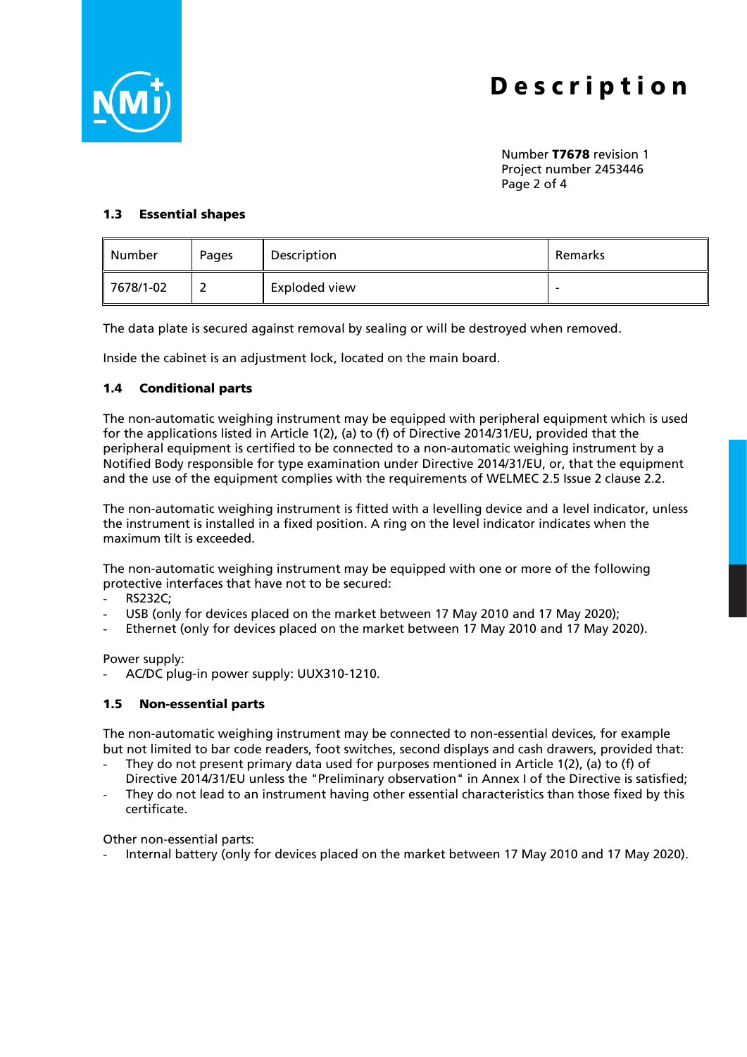### 1.3 Essential shapes

| Number | Pages | Description | Remarks |
|---|---|---|---|
| 7678/1-02 | 2 | Exploded view | - |

The data plate is secured against removal by sealing or will be destroyed when removed.

Inside the cabinet is an adjustment lock, located on the main board.

### 1.4 Conditional parts

The non-automatic weighing instrument may be equipped with peripheral equipment which is used for the applications listed in Article 1(2), (a) to (f) of Directive 2014/31/EU, provided that the peripheral equipment is certified to be connected to a non-automatic weighing instrument by a Notified Body responsible for type examination under Directive 2014/31/EU, or, that the equipment and the use of the equipment complies with the requirements of WELMEC 2.5 Issue 2 clause 2.2.

The non-automatic weighing instrument is fitted with a levelling device and a level indicator, unless the instrument is installed in a fixed position. A ring on the level indicator indicates when the maximum tilt is exceeded.

The non-automatic weighing instrument may be equipped with one or more of the following protective interfaces that have not to be secured:

- RS232C;
- USB (only for devices placed on the market between 17 May 2010 and 17 May 2020);
- Ethernet (only for devices placed on the market between 17 May 2010 and 17 May 2020).

Power supply:

- AC/DC plug-in power supply: UUX310-1210.

### 1.5 Non-essential parts

The non-automatic weighing instrument may be connected to non-essential devices, for example but not limited to bar code readers, foot switches, second displays and cash drawers, provided that:

- They do not present primary data used for purposes mentioned in Article 1(2), (a) to (f) of Directive 2014/31/EU unless the "Preliminary observation" in Annex I of the Directive is satisfied;
- They do not lead to an instrument having other essential characteristics than those fixed by this certificate.

Other non-essential parts:

- Internal battery (only for devices placed on the market between 17 May 2010 and 17 May 2020).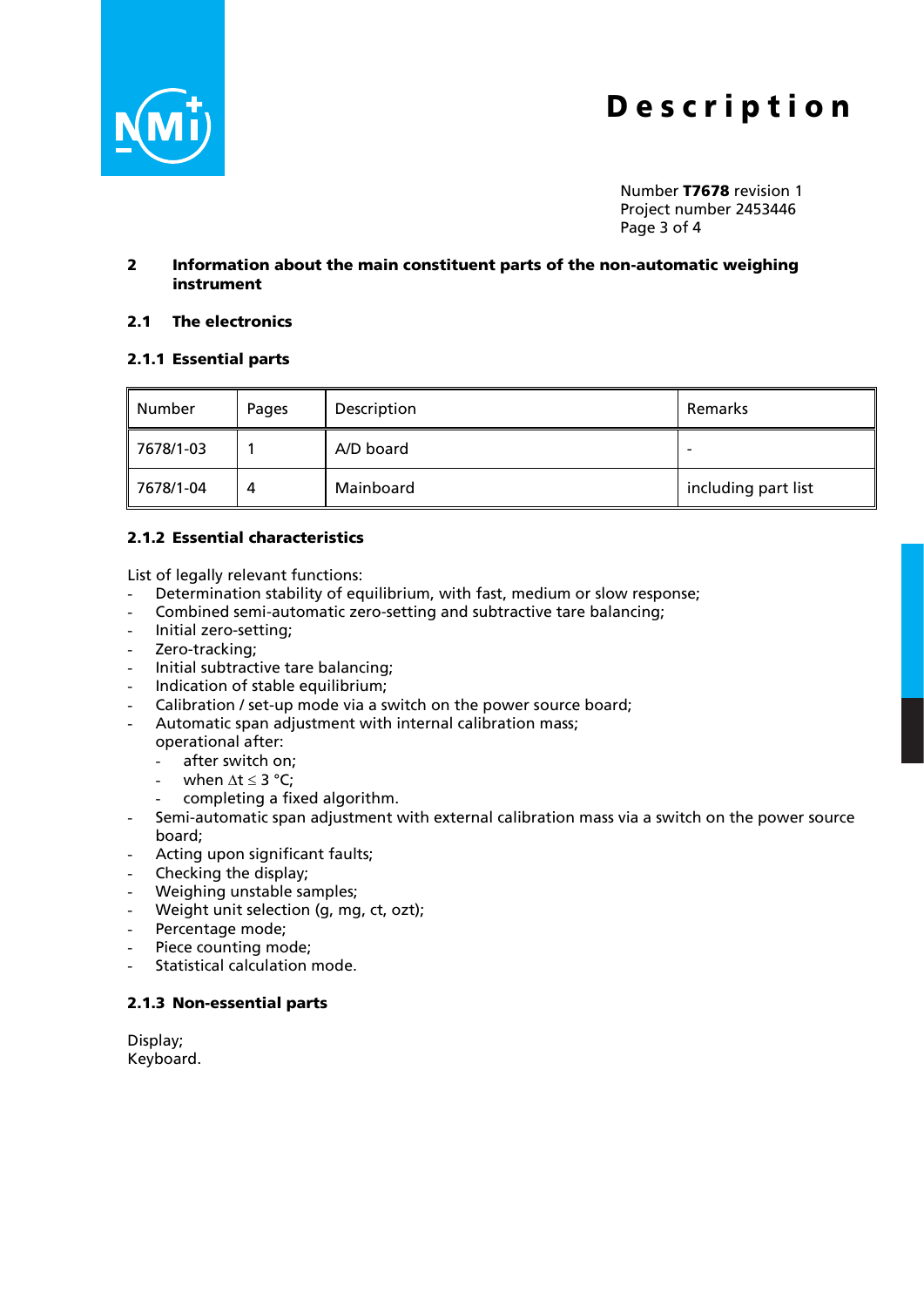## 2 Information about the main constituent parts of the non-automatic weighing instrument

### 2.1 The electronics

#### 2.1.1 Essential parts

| Number | Pages | Description | Remarks |
|---|---|---|---|
| 7678/1-03 | 1 | A/D board | - |
| 7678/1-04 | 4 | Mainboard | including part list |

#### 2.1.2 Essential characteristics

List of legally relevant functions:
- Determination stability of equilibrium, with fast, medium or slow response;
- Combined semi-automatic zero-setting and subtractive tare balancing;
- Initial zero-setting;
- Zero-tracking;
- Initial subtractive tare balancing;
- Indication of stable equilibrium;
- Calibration / set-up mode via a switch on the power source board;
- Automatic span adjustment with internal calibration mass;
  operational after:
  - after switch on;
  - when $\Delta t \leq 3$ °C;
  - completing a fixed algorithm.
- Semi-automatic span adjustment with external calibration mass via a switch on the power source board;
- Acting upon significant faults;
- Checking the display;
- Weighing unstable samples;
- Weight unit selection (g, mg, ct, ozt);
- Percentage mode;
- Piece counting mode;
- Statistical calculation mode.

#### 2.1.3 Non-essential parts

Display;
Keyboard.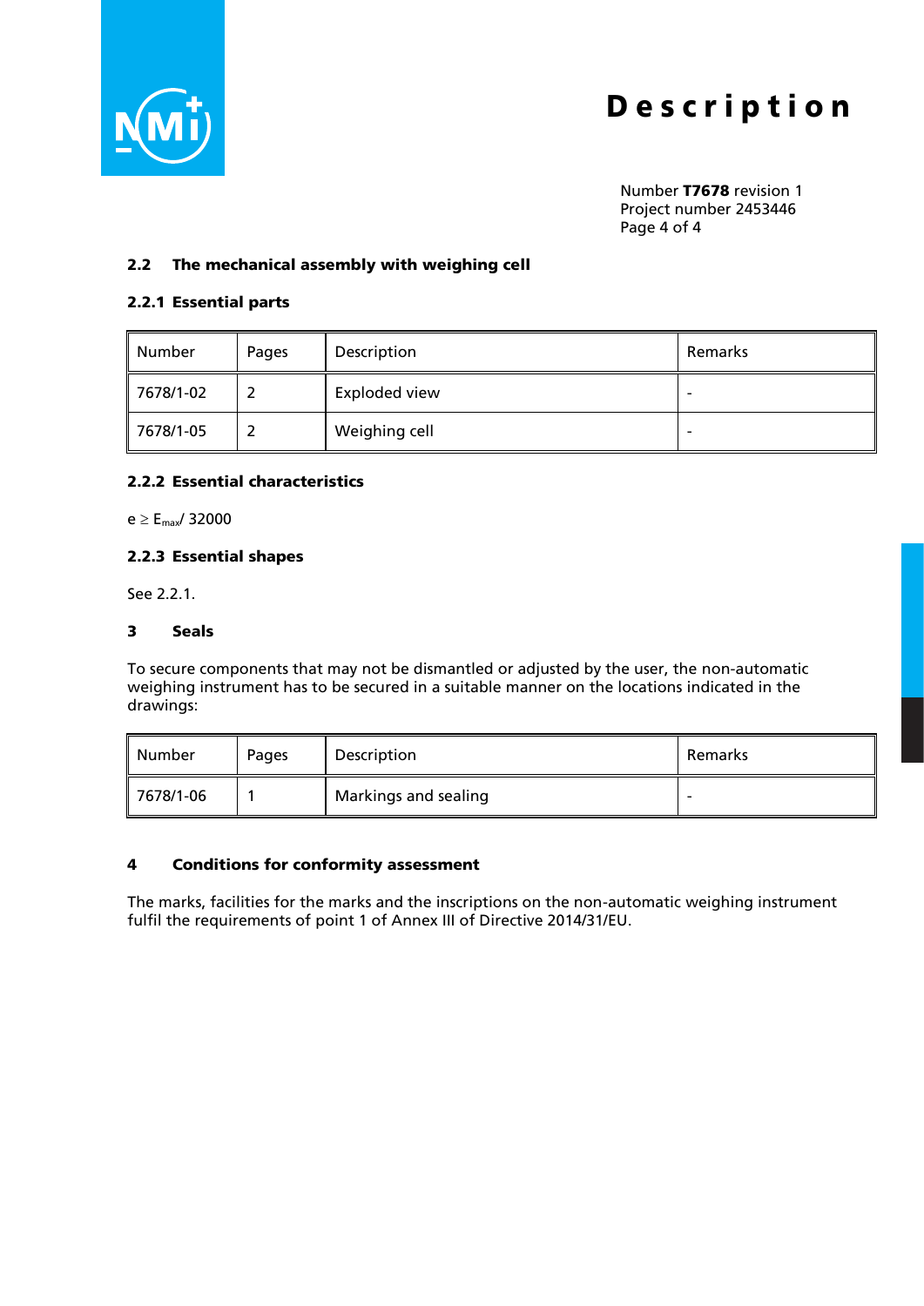## 2.2 The mechanical assembly with weighing cell

### 2.2.1 Essential parts

| Number | Pages | Description | Remarks |
|---|---|---|---|
| 7678/1-02 | 2 | Exploded view | - |
| 7678/1-05 | 2 | Weighing cell | - |

### 2.2.2 Essential characteristics

$e \geq E_{max} / 32000$

### 2.2.3 Essential shapes

See 2.2.1.

## 3 Seals

To secure components that may not be dismantled or adjusted by the user, the non-automatic weighing instrument has to be secured in a suitable manner on the locations indicated in the drawings:

| Number | Pages | Description | Remarks |
|---|---|---|---|
| 7678/1-06 | 1 | Markings and sealing | - |

## 4 Conditions for conformity assessment

The marks, facilities for the marks and the inscriptions on the non-automatic weighing instrument fulfil the requirements of point 1 of Annex III of Directive 2014/31/EU.